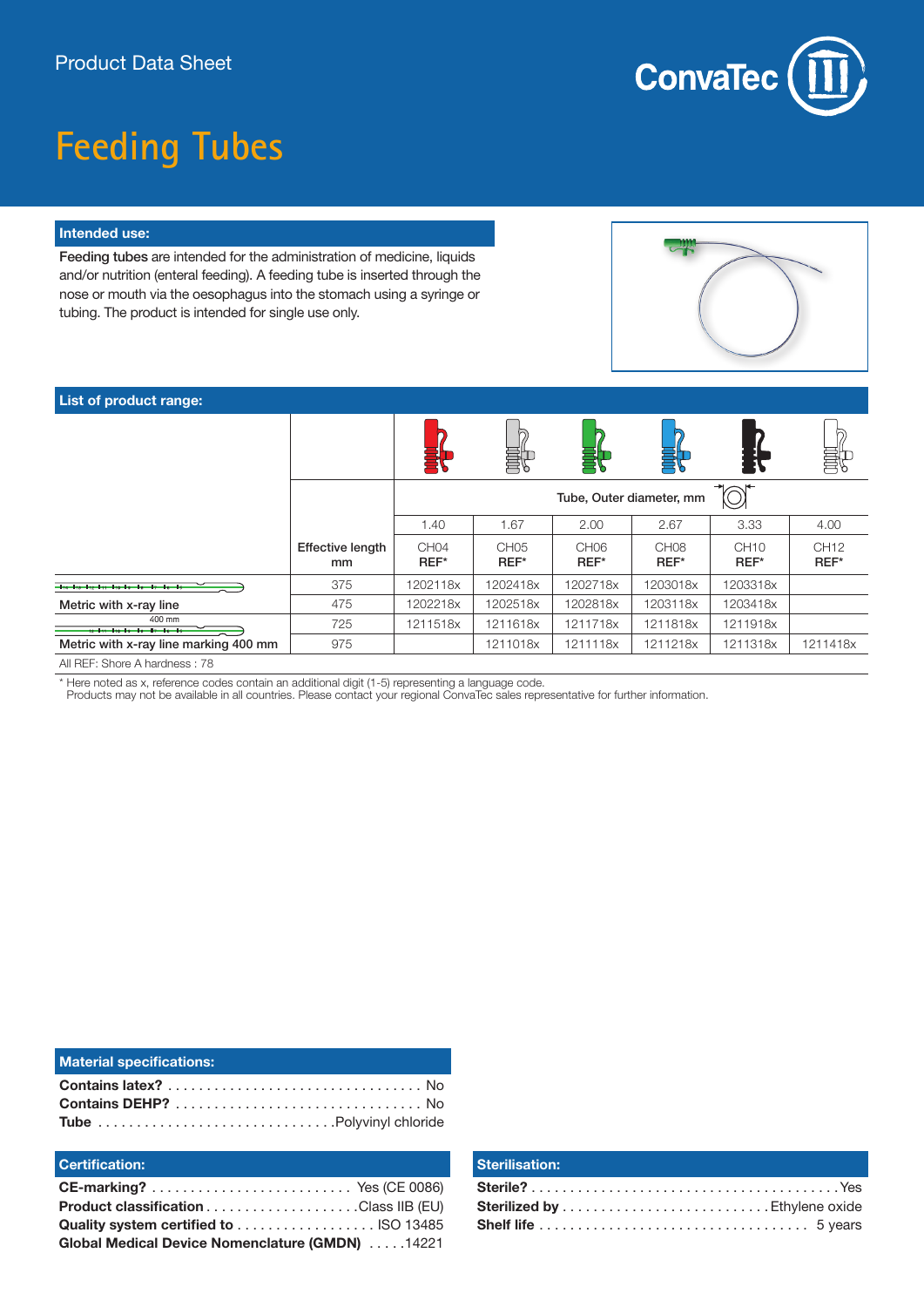Product Data Sheet

# Feeding Tubes

## Intended use:

**Feeding tubes** are intended for the administration of medicine, liquids and/or nutrition (enteral feeding). A feeding tube is inserted through the nose or mouth via the oesophagus into the stomach using a syringe or tubing. The product is intended for single use only.

## List of product range:

| | | Tube, Outer diameter, mm | | | | | |
|---|---|---|---|---|---|---|---|
| | | 1.40 | 1.67 | 2.00 | 2.67 | 3.33 | 4.00 |
| | **Effective length mm** | CH04 **REF*** | CH05 **REF*** | CH06 **REF*** | CH08 **REF*** | CH10 **REF*** | CH12 **REF*** |
| **Metric with x-ray line** | 375 | 1202118x | 1202418x | 1202718x | 1203018x | 1203318x | |
| | 475 | 1202218x | 1202518x | 1202818x | 1203118x | 1203418x | |
| **Metric with x-ray line marking 400 mm** | 725 | 1211518x | 1211618x | 1211718x | 1211818x | 1211918x | |
| | 975 | | 1211018x | 1211118x | 1211218x | 1211318x | 1211418x |

All REF: Shore A hardness : 78

* Here noted as x, reference codes contain an additional digit (1-5) representing a language code.
Products may not be available in all countries. Please contact your regional ConvaTec sales representative for further information.

## Material specifications:

**Contains latex?** ................................ No
**Contains DEHP?** ................................ No
**Tube** ................................ Polyvinyl chloride

## Certification:

**CE-marking?** .......................... Yes (CE 0086)
**Product classification** .................... Class IIB (EU)
**Quality system certified to** .................. ISO 13485
**Global Medical Device Nomenclature (GMDN)** ..... 14221

## Sterilisation:

**Sterile?** ........................................ Yes
**Sterilized by** ........................... Ethylene oxide
**Shelf life** .................................. 5 years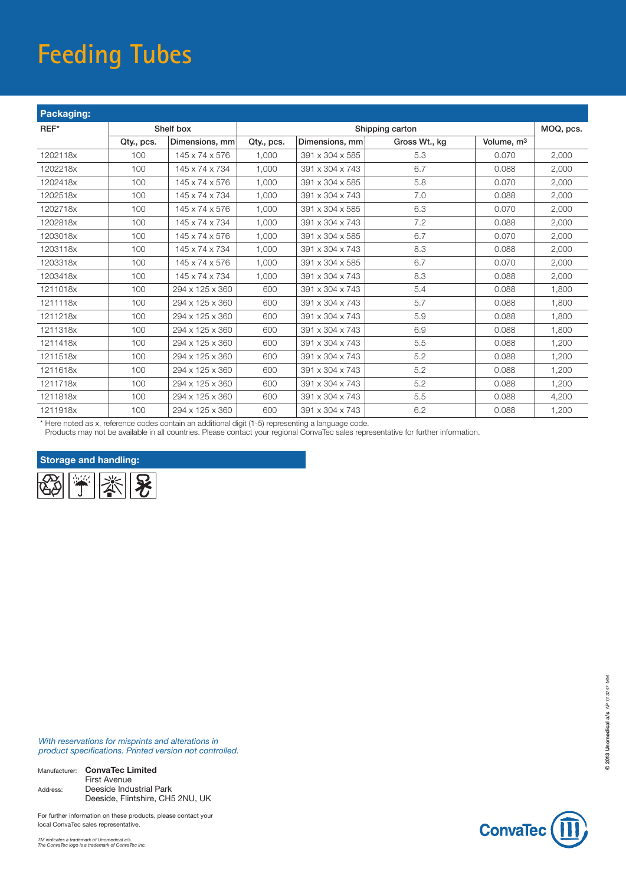# Feeding Tubes

## Packaging:

| REF* | Shelf box | | Shipping carton | | | | MOQ, pcs. |
|---|---|---|---|---|---|---|---|
| | Qty., pcs. | Dimensions, mm | Qty., pcs. | Dimensions, mm | Gross Wt., kg | Volume, $m^3$ | |
| 1202118x | 100 | 145 x 74 x 576 | 1,000 | 391 x 304 x 585 | 5.3 | 0.070 | 2,000 |
| 1202218x | 100 | 145 x 74 x 734 | 1,000 | 391 x 304 x 743 | 6.7 | 0.088 | 2,000 |
| 1202418x | 100 | 145 x 74 x 576 | 1,000 | 391 x 304 x 585 | 5.8 | 0.070 | 2,000 |
| 1202518x | 100 | 145 x 74 x 734 | 1,000 | 391 x 304 x 743 | 7.0 | 0.088 | 2,000 |
| 1202718x | 100 | 145 x 74 x 576 | 1,000 | 391 x 304 x 585 | 6.3 | 0.070 | 2,000 |
| 1202818x | 100 | 145 x 74 x 734 | 1,000 | 391 x 304 x 743 | 7.2 | 0.088 | 2,000 |
| 1203018x | 100 | 145 x 74 x 576 | 1,000 | 391 x 304 x 585 | 6.7 | 0.070 | 2,000 |
| 1203118x | 100 | 145 x 74 x 734 | 1,000 | 391 x 304 x 743 | 8.3 | 0.088 | 2,000 |
| 1203318x | 100 | 145 x 74 x 576 | 1,000 | 391 x 304 x 585 | 6.7 | 0.070 | 2,000 |
| 1203418x | 100 | 145 x 74 x 734 | 1,000 | 391 x 304 x 743 | 8.3 | 0.088 | 2,000 |
| 1211018x | 100 | 294 x 125 x 360 | 600 | 391 x 304 x 743 | 5.4 | 0.088 | 1,800 |
| 1211118x | 100 | 294 x 125 x 360 | 600 | 391 x 304 x 743 | 5.7 | 0.088 | 1,800 |
| 1211218x | 100 | 294 x 125 x 360 | 600 | 391 x 304 x 743 | 5.9 | 0.088 | 1,800 |
| 1211318x | 100 | 294 x 125 x 360 | 600 | 391 x 304 x 743 | 6.9 | 0.088 | 1,800 |
| 1211418x | 100 | 294 x 125 x 360 | 600 | 391 x 304 x 743 | 5.5 | 0.088 | 1,200 |
| 1211518x | 100 | 294 x 125 x 360 | 600 | 391 x 304 x 743 | 5.2 | 0.088 | 1,200 |
| 1211618x | 100 | 294 x 125 x 360 | 600 | 391 x 304 x 743 | 5.2 | 0.088 | 1,200 |
| 1211718x | 100 | 294 x 125 x 360 | 600 | 391 x 304 x 743 | 5.2 | 0.088 | 1,200 |
| 1211818x | 100 | 294 x 125 x 360 | 600 | 391 x 304 x 743 | 5.5 | 0.088 | 4,200 |
| 1211918x | 100 | 294 x 125 x 360 | 600 | 391 x 304 x 743 | 6.2 | 0.088 | 1,200 |

\* Here noted as x, reference codes contain an additional digit (1-5) representing a language code.
Products may not be available in all countries. Please contact your regional ConvaTec sales representative for further information.

## Storage and handling:

*With reservations for misprints and alterations in product specifications. Printed version not controlled.*

Manufacturer: **ConvaTec Limited**
First Avenue
Address: Deeside Industrial Park
Deeside, Flintshire, CH5 2NU, UK

For further information on these products, please contact your local ConvaTec sales representative.

*TM indicates a trademark of Unomedical a/s.*
*The ConvaTec logo is a trademark of ConvaTec Inc.*

**© 2013 Unomedical a/s** *AP-013747-MM*

ConvaTec